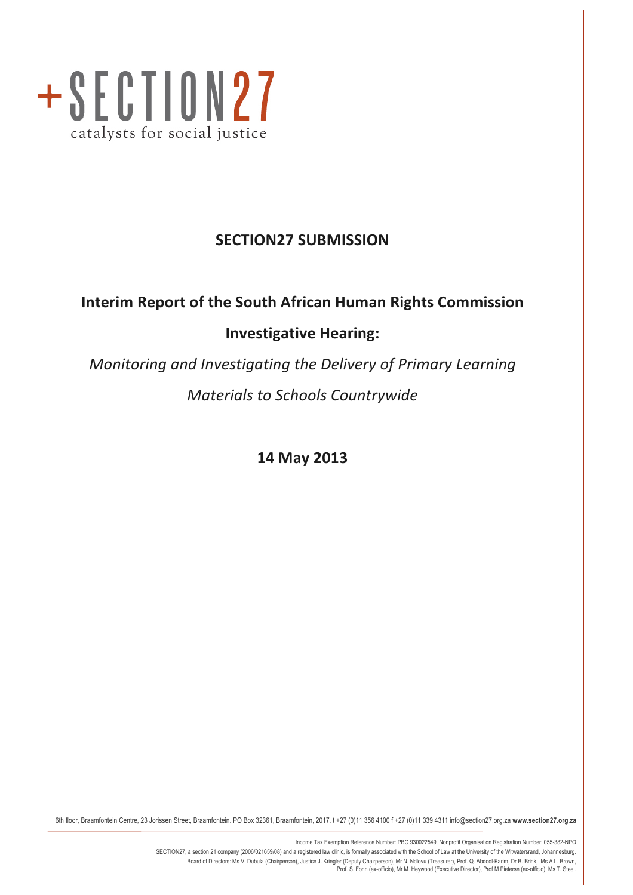+SECTION27
catalysts for social justice

## SECTION27 SUBMISSION

## Interim Report of the South African Human Rights Commission Investigative Hearing:

*Monitoring and Investigating the Delivery of Primary Learning Materials to Schools Countrywide*

**14 May 2013**

6th floor, Braamfontein Centre, 23 Jorissen Street, Braamfontein. PO Box 32361, Braamfontein, 2017. t +27 (0)11 356 4100 f +27 (0)11 339 4311 info@section27.org.za **www.section27.org.za**

Income Tax Exemption Reference Number: PBO 930022549. Nonprofit Organisation Registration Number: 055-382-NPO

SECTION27, a section 21 company (2006/021659/08) and a registered law clinic, is formally associated with the School of Law at the University of the Witwatersrand, Johannesburg.

Board of Directors: Ms V. Dubula (Chairperson), Justice J. Kriegler (Deputy Chairperson), Mr N. Ndlovu (Treasurer), Prof. Q. Abdool-Karim, Dr B. Brink, Ms A.L. Brown, Prof. S. Fonn (ex-officio), Mr M. Heywood (Executive Director), Prof M Pieterse (ex-officio), Ms T. Steel.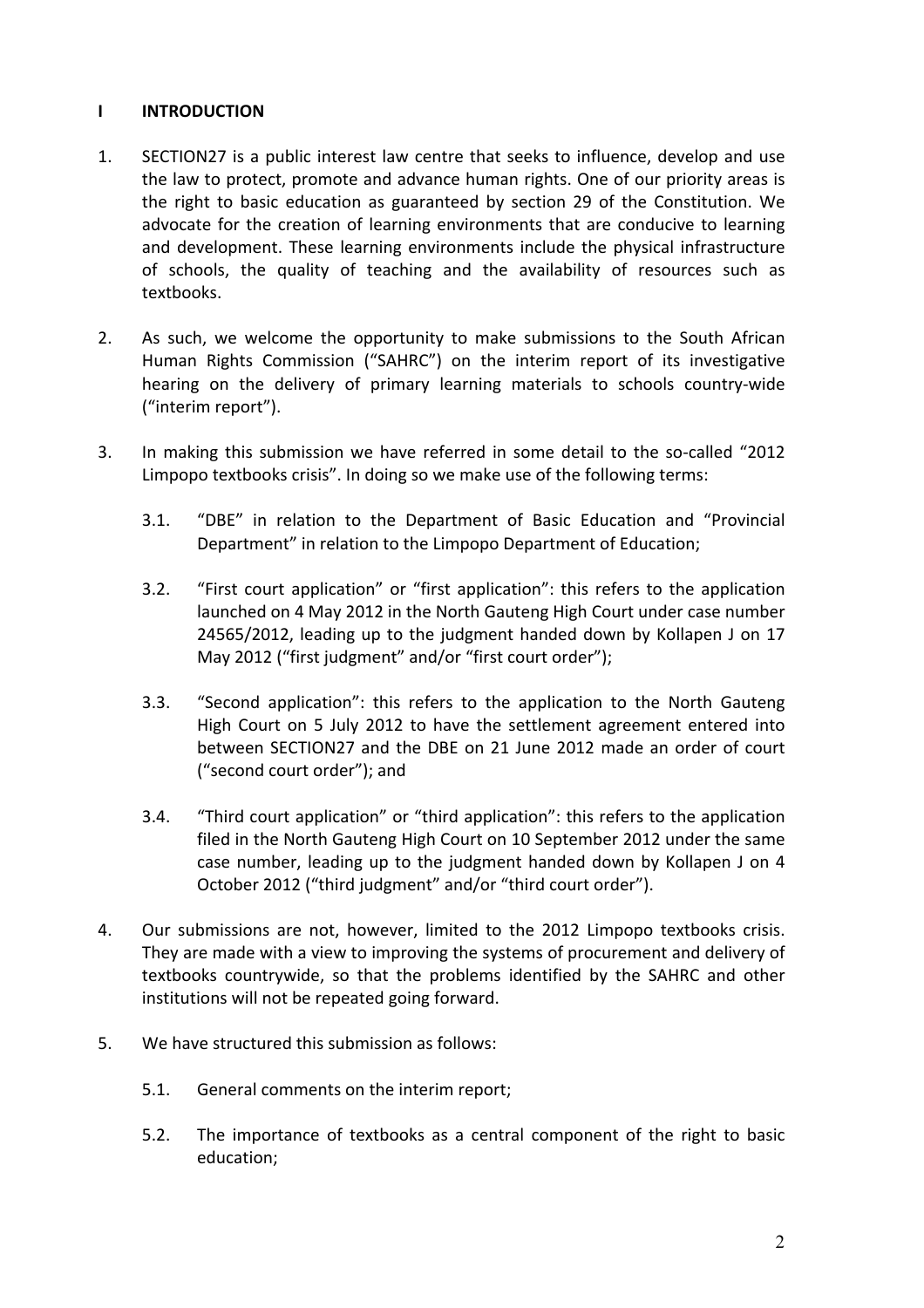## I INTRODUCTION

1. SECTION27 is a public interest law centre that seeks to influence, develop and use the law to protect, promote and advance human rights. One of our priority areas is the right to basic education as guaranteed by section 29 of the Constitution. We advocate for the creation of learning environments that are conducive to learning and development. These learning environments include the physical infrastructure of schools, the quality of teaching and the availability of resources such as textbooks.

2. As such, we welcome the opportunity to make submissions to the South African Human Rights Commission ("SAHRC") on the interim report of its investigative hearing on the delivery of primary learning materials to schools country-wide ("interim report").

3. In making this submission we have referred in some detail to the so-called "2012 Limpopo textbooks crisis". In doing so we make use of the following terms:

   3.1. "DBE" in relation to the Department of Basic Education and "Provincial Department" in relation to the Limpopo Department of Education;

   3.2. "First court application" or "first application": this refers to the application launched on 4 May 2012 in the North Gauteng High Court under case number 24565/2012, leading up to the judgment handed down by Kollapen J on 17 May 2012 ("first judgment" and/or "first court order");

   3.3. "Second application": this refers to the application to the North Gauteng High Court on 5 July 2012 to have the settlement agreement entered into between SECTION27 and the DBE on 21 June 2012 made an order of court ("second court order"); and

   3.4. "Third court application" or "third application": this refers to the application filed in the North Gauteng High Court on 10 September 2012 under the same case number, leading up to the judgment handed down by Kollapen J on 4 October 2012 ("third judgment" and/or "third court order").

4. Our submissions are not, however, limited to the 2012 Limpopo textbooks crisis. They are made with a view to improving the systems of procurement and delivery of textbooks countrywide, so that the problems identified by the SAHRC and other institutions will not be repeated going forward.

5. We have structured this submission as follows:

   5.1. General comments on the interim report;

   5.2. The importance of textbooks as a central component of the right to basic education;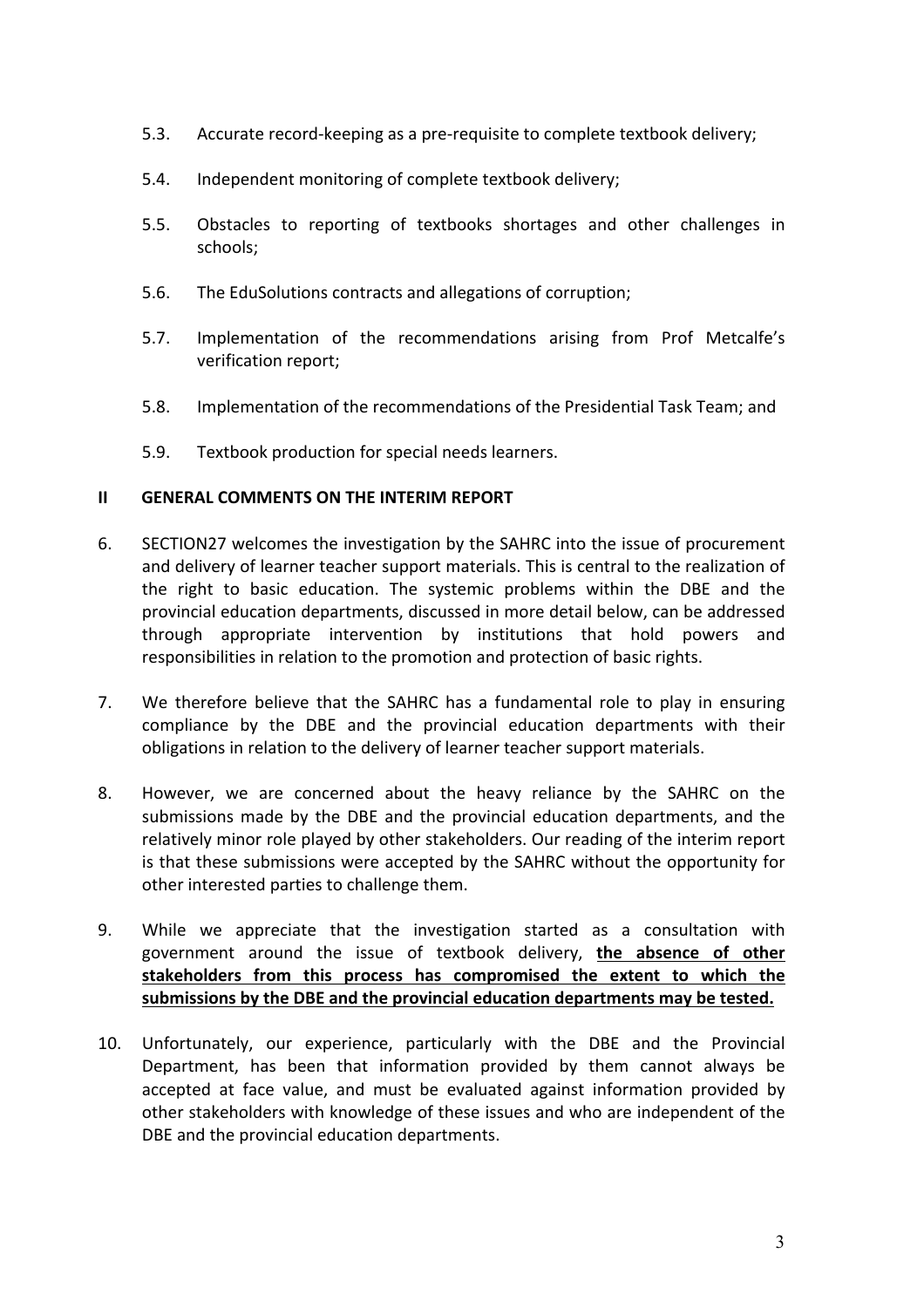5.3. Accurate record-keeping as a pre-requisite to complete textbook delivery;

5.4. Independent monitoring of complete textbook delivery;

5.5. Obstacles to reporting of textbooks shortages and other challenges in schools;

5.6. The EduSolutions contracts and allegations of corruption;

5.7. Implementation of the recommendations arising from Prof Metcalfe's verification report;

5.8. Implementation of the recommendations of the Presidential Task Team; and

5.9. Textbook production for special needs learners.

## II GENERAL COMMENTS ON THE INTERIM REPORT

6. SECTION27 welcomes the investigation by the SAHRC into the issue of procurement and delivery of learner teacher support materials. This is central to the realization of the right to basic education. The systemic problems within the DBE and the provincial education departments, discussed in more detail below, can be addressed through appropriate intervention by institutions that hold powers and responsibilities in relation to the promotion and protection of basic rights.

7. We therefore believe that the SAHRC has a fundamental role to play in ensuring compliance by the DBE and the provincial education departments with their obligations in relation to the delivery of learner teacher support materials.

8. However, we are concerned about the heavy reliance by the SAHRC on the submissions made by the DBE and the provincial education departments, and the relatively minor role played by other stakeholders. Our reading of the interim report is that these submissions were accepted by the SAHRC without the opportunity for other interested parties to challenge them.

9. While we appreciate that the investigation started as a consultation with government around the issue of textbook delivery, **the absence of other stakeholders from this process has compromised the extent to which the submissions by the DBE and the provincial education departments may be tested.**

10. Unfortunately, our experience, particularly with the DBE and the Provincial Department, has been that information provided by them cannot always be accepted at face value, and must be evaluated against information provided by other stakeholders with knowledge of these issues and who are independent of the DBE and the provincial education departments.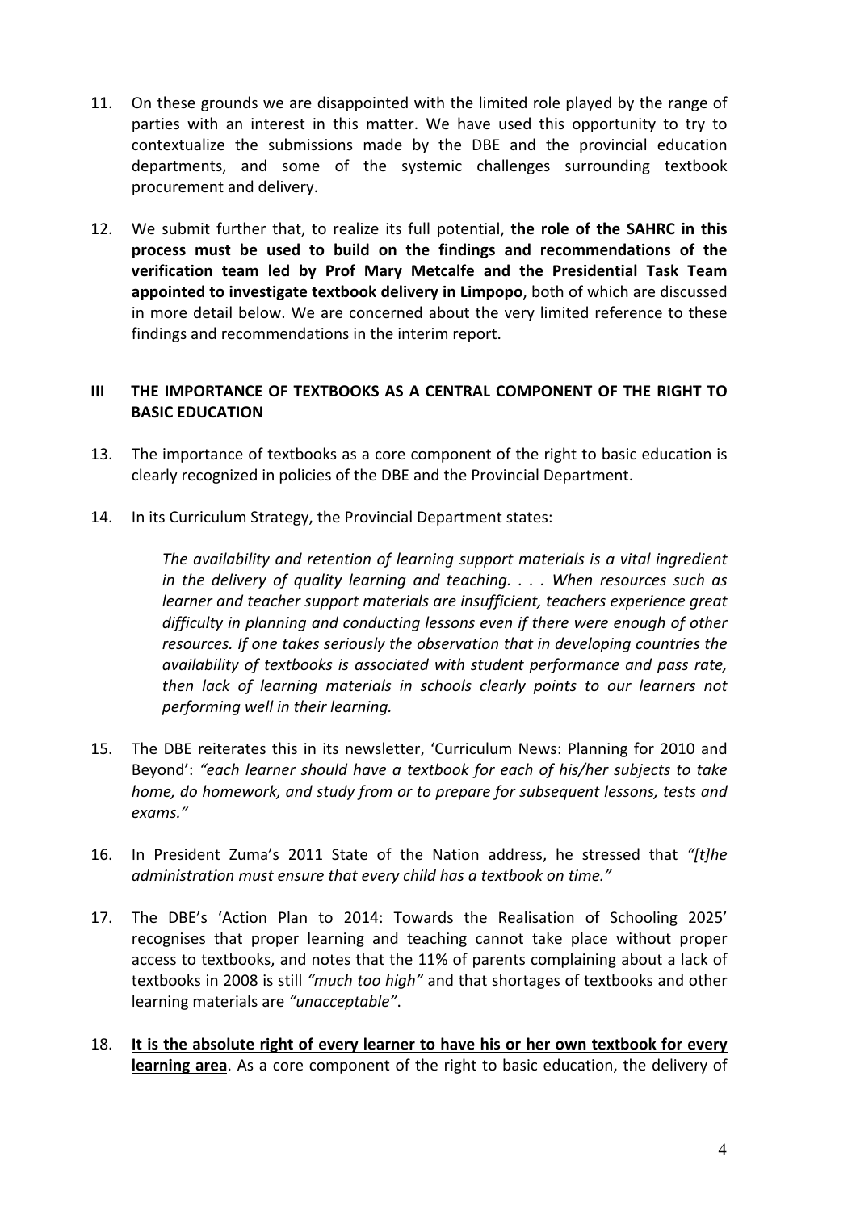11. On these grounds we are disappointed with the limited role played by the range of parties with an interest in this matter. We have used this opportunity to try to contextualize the submissions made by the DBE and the provincial education departments, and some of the systemic challenges surrounding textbook procurement and delivery.

12. We submit further that, to realize its full potential, **<u>the role of the SAHRC in this process must be used to build on the findings and recommendations of the verification team led by Prof Mary Metcalfe and the Presidential Task Team appointed to investigate textbook delivery in Limpopo</u>**, both of which are discussed in more detail below. We are concerned about the very limited reference to these findings and recommendations in the interim report.

## III THE IMPORTANCE OF TEXTBOOKS AS A CENTRAL COMPONENT OF THE RIGHT TO BASIC EDUCATION

13. The importance of textbooks as a core component of the right to basic education is clearly recognized in policies of the DBE and the Provincial Department.

14. In its Curriculum Strategy, the Provincial Department states:

    *The availability and retention of learning support materials is a vital ingredient in the delivery of quality learning and teaching. . . . When resources such as learner and teacher support materials are insufficient, teachers experience great difficulty in planning and conducting lessons even if there were enough of other resources. If one takes seriously the observation that in developing countries the availability of textbooks is associated with student performance and pass rate, then lack of learning materials in schools clearly points to our learners not performing well in their learning.*

15. The DBE reiterates this in its newsletter, 'Curriculum News: Planning for 2010 and Beyond': *"each learner should have a textbook for each of his/her subjects to take home, do homework, and study from or to prepare for subsequent lessons, tests and exams."*

16. In President Zuma's 2011 State of the Nation address, he stressed that *"[t]he administration must ensure that every child has a textbook on time."*

17. The DBE's 'Action Plan to 2014: Towards the Realisation of Schooling 2025' recognises that proper learning and teaching cannot take place without proper access to textbooks, and notes that the 11% of parents complaining about a lack of textbooks in 2008 is still *"much too high"* and that shortages of textbooks and other learning materials are *"unacceptable"*.

18. **<u>It is the absolute right of every learner to have his or her own textbook for every learning area</u>**. As a core component of the right to basic education, the delivery of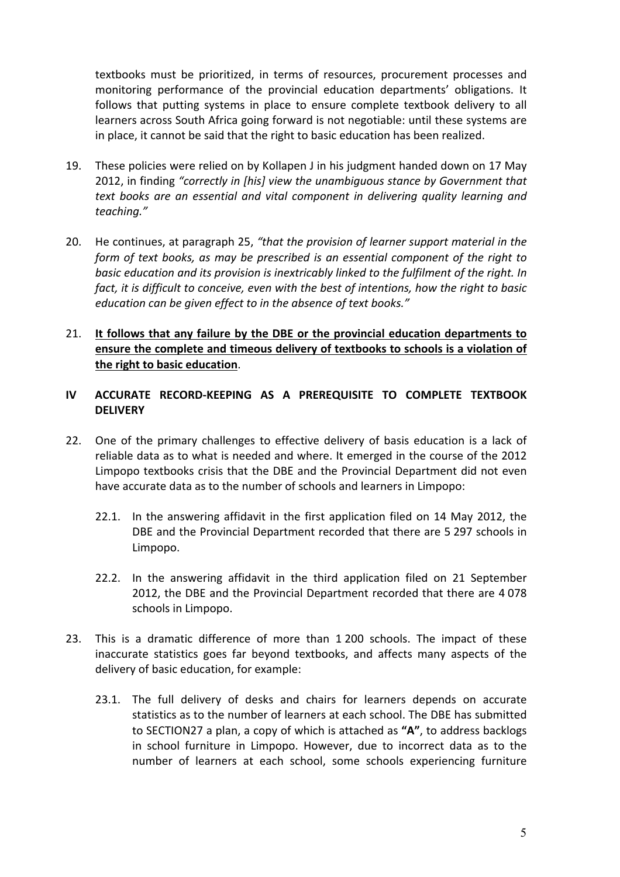textbooks must be prioritized, in terms of resources, procurement processes and monitoring performance of the provincial education departments' obligations. It follows that putting systems in place to ensure complete textbook delivery to all learners across South Africa going forward is not negotiable: until these systems are in place, it cannot be said that the right to basic education has been realized.

19. These policies were relied on by Kollapen J in his judgment handed down on 17 May 2012, in finding *"correctly in [his] view the unambiguous stance by Government that text books are an essential and vital component in delivering quality learning and teaching."*

20. He continues, at paragraph 25, *"that the provision of learner support material in the form of text books, as may be prescribed is an essential component of the right to basic education and its provision is inextricably linked to the fulfilment of the right. In fact, it is difficult to conceive, even with the best of intentions, how the right to basic education can be given effect to in the absence of text books."*

21. <u>**It follows that any failure by the DBE or the provincial education departments to ensure the complete and timeous delivery of textbooks to schools is a violation of the right to basic education**</u>.

## IV ACCURATE RECORD-KEEPING AS A PREREQUISITE TO COMPLETE TEXTBOOK DELIVERY

22. One of the primary challenges to effective delivery of basis education is a lack of reliable data as to what is needed and where. It emerged in the course of the 2012 Limpopo textbooks crisis that the DBE and the Provincial Department did not even have accurate data as to the number of schools and learners in Limpopo:

    22.1. In the answering affidavit in the first application filed on 14 May 2012, the DBE and the Provincial Department recorded that there are 5 297 schools in Limpopo.

    22.2. In the answering affidavit in the third application filed on 21 September 2012, the DBE and the Provincial Department recorded that there are 4 078 schools in Limpopo.

23. This is a dramatic difference of more than 1 200 schools. The impact of these inaccurate statistics goes far beyond textbooks, and affects many aspects of the delivery of basic education, for example:

    23.1. The full delivery of desks and chairs for learners depends on accurate statistics as to the number of learners at each school. The DBE has submitted to SECTION27 a plan, a copy of which is attached as **"A"**, to address backlogs in school furniture in Limpopo. However, due to incorrect data as to the number of learners at each school, some schools experiencing furniture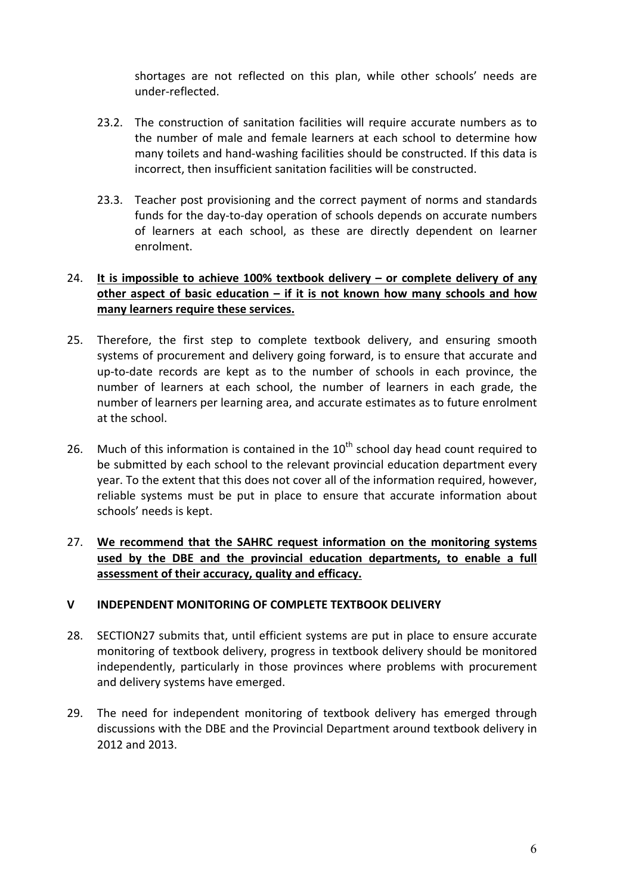shortages are not reflected on this plan, while other schools' needs are under-reflected.

23.2. The construction of sanitation facilities will require accurate numbers as to the number of male and female learners at each school to determine how many toilets and hand-washing facilities should be constructed. If this data is incorrect, then insufficient sanitation facilities will be constructed.

23.3. Teacher post provisioning and the correct payment of norms and standards funds for the day-to-day operation of schools depends on accurate numbers of learners at each school, as these are directly dependent on learner enrolment.

24. **It is impossible to achieve 100% textbook delivery – or complete delivery of any other aspect of basic education – if it is not known how many schools and how many learners require these services.**

25. Therefore, the first step to complete textbook delivery, and ensuring smooth systems of procurement and delivery going forward, is to ensure that accurate and up-to-date records are kept as to the number of schools in each province, the number of learners at each school, the number of learners in each grade, the number of learners per learning area, and accurate estimates as to future enrolment at the school.

26. Much of this information is contained in the 10th school day head count required to be submitted by each school to the relevant provincial education department every year. To the extent that this does not cover all of the information required, however, reliable systems must be put in place to ensure that accurate information about schools' needs is kept.

27. **We recommend that the SAHRC request information on the monitoring systems used by the DBE and the provincial education departments, to enable a full assessment of their accuracy, quality and efficacy.**

## V INDEPENDENT MONITORING OF COMPLETE TEXTBOOK DELIVERY

28. SECTION27 submits that, until efficient systems are put in place to ensure accurate monitoring of textbook delivery, progress in textbook delivery should be monitored independently, particularly in those provinces where problems with procurement and delivery systems have emerged.

29. The need for independent monitoring of textbook delivery has emerged through discussions with the DBE and the Provincial Department around textbook delivery in 2012 and 2013.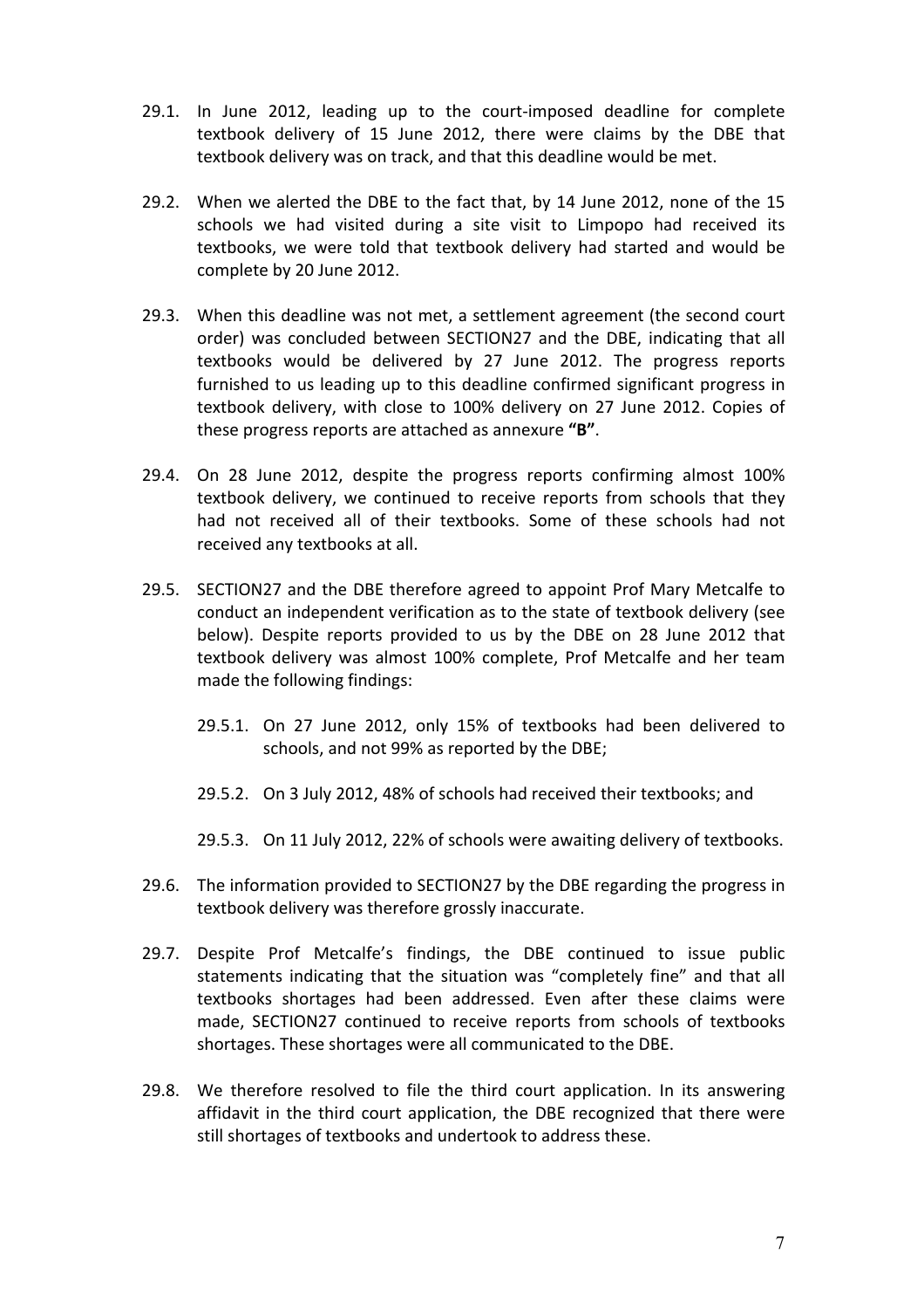29.1. In June 2012, leading up to the court-imposed deadline for complete textbook delivery of 15 June 2012, there were claims by the DBE that textbook delivery was on track, and that this deadline would be met.

29.2. When we alerted the DBE to the fact that, by 14 June 2012, none of the 15 schools we had visited during a site visit to Limpopo had received its textbooks, we were told that textbook delivery had started and would be complete by 20 June 2012.

29.3. When this deadline was not met, a settlement agreement (the second court order) was concluded between SECTION27 and the DBE, indicating that all textbooks would be delivered by 27 June 2012. The progress reports furnished to us leading up to this deadline confirmed significant progress in textbook delivery, with close to 100% delivery on 27 June 2012. Copies of these progress reports are attached as annexure **"B"**.

29.4. On 28 June 2012, despite the progress reports confirming almost 100% textbook delivery, we continued to receive reports from schools that they had not received all of their textbooks. Some of these schools had not received any textbooks at all.

29.5. SECTION27 and the DBE therefore agreed to appoint Prof Mary Metcalfe to conduct an independent verification as to the state of textbook delivery (see below). Despite reports provided to us by the DBE on 28 June 2012 that textbook delivery was almost 100% complete, Prof Metcalfe and her team made the following findings:

   29.5.1. On 27 June 2012, only 15% of textbooks had been delivered to schools, and not 99% as reported by the DBE;

   29.5.2. On 3 July 2012, 48% of schools had received their textbooks; and

   29.5.3. On 11 July 2012, 22% of schools were awaiting delivery of textbooks.

29.6. The information provided to SECTION27 by the DBE regarding the progress in textbook delivery was therefore grossly inaccurate.

29.7. Despite Prof Metcalfe's findings, the DBE continued to issue public statements indicating that the situation was "completely fine" and that all textbooks shortages had been addressed. Even after these claims were made, SECTION27 continued to receive reports from schools of textbooks shortages. These shortages were all communicated to the DBE.

29.8. We therefore resolved to file the third court application. In its answering affidavit in the third court application, the DBE recognized that there were still shortages of textbooks and undertook to address these.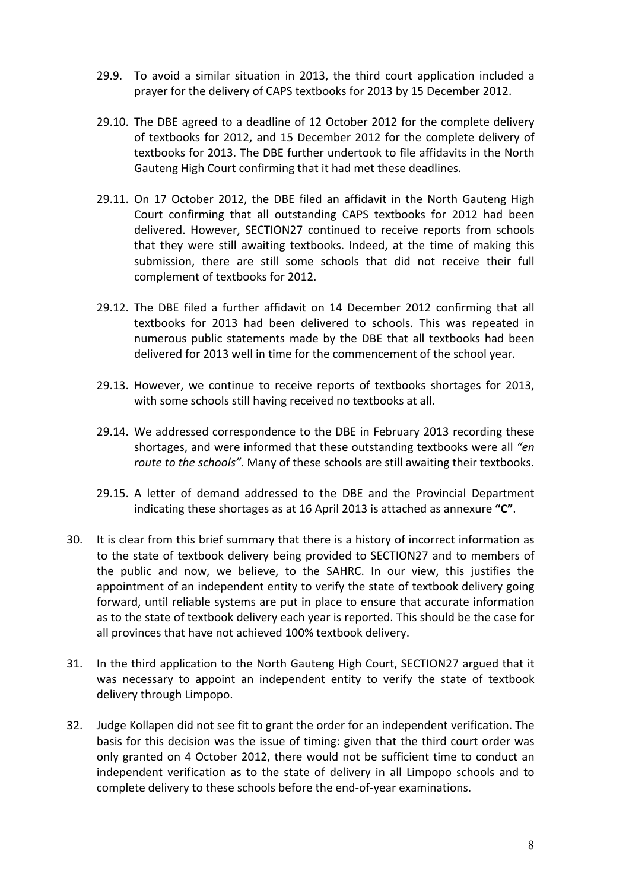29.9. To avoid a similar situation in 2013, the third court application included a prayer for the delivery of CAPS textbooks for 2013 by 15 December 2012.

29.10. The DBE agreed to a deadline of 12 October 2012 for the complete delivery of textbooks for 2012, and 15 December 2012 for the complete delivery of textbooks for 2013. The DBE further undertook to file affidavits in the North Gauteng High Court confirming that it had met these deadlines.

29.11. On 17 October 2012, the DBE filed an affidavit in the North Gauteng High Court confirming that all outstanding CAPS textbooks for 2012 had been delivered. However, SECTION27 continued to receive reports from schools that they were still awaiting textbooks. Indeed, at the time of making this submission, there are still some schools that did not receive their full complement of textbooks for 2012.

29.12. The DBE filed a further affidavit on 14 December 2012 confirming that all textbooks for 2013 had been delivered to schools. This was repeated in numerous public statements made by the DBE that all textbooks had been delivered for 2013 well in time for the commencement of the school year.

29.13. However, we continue to receive reports of textbooks shortages for 2013, with some schools still having received no textbooks at all.

29.14. We addressed correspondence to the DBE in February 2013 recording these shortages, and were informed that these outstanding textbooks were all *"en route to the schools"*. Many of these schools are still awaiting their textbooks.

29.15. A letter of demand addressed to the DBE and the Provincial Department indicating these shortages as at 16 April 2013 is attached as annexure **"C"**.

30. It is clear from this brief summary that there is a history of incorrect information as to the state of textbook delivery being provided to SECTION27 and to members of the public and now, we believe, to the SAHRC. In our view, this justifies the appointment of an independent entity to verify the state of textbook delivery going forward, until reliable systems are put in place to ensure that accurate information as to the state of textbook delivery each year is reported. This should be the case for all provinces that have not achieved 100% textbook delivery.

31. In the third application to the North Gauteng High Court, SECTION27 argued that it was necessary to appoint an independent entity to verify the state of textbook delivery through Limpopo.

32. Judge Kollapen did not see fit to grant the order for an independent verification. The basis for this decision was the issue of timing: given that the third court order was only granted on 4 October 2012, there would not be sufficient time to conduct an independent verification as to the state of delivery in all Limpopo schools and to complete delivery to these schools before the end-of-year examinations.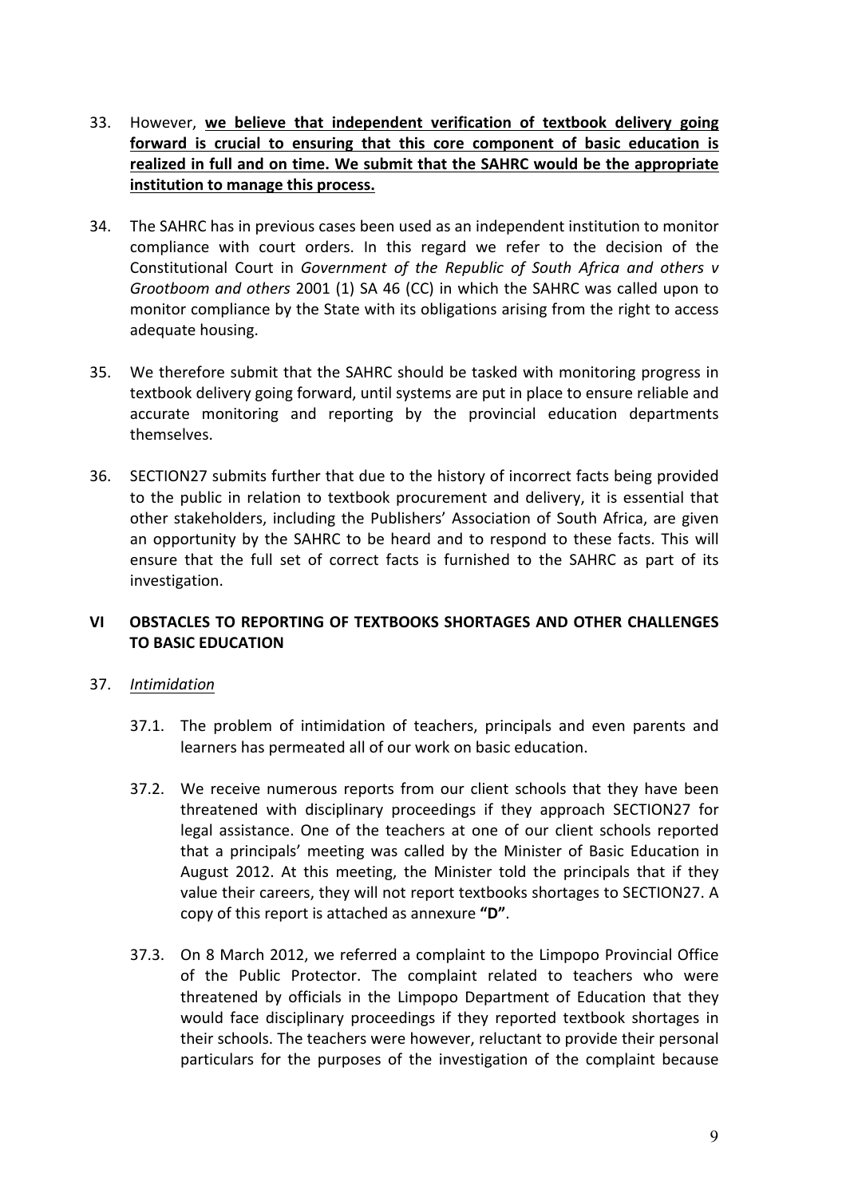33. However, **<u>we believe that independent verification of textbook delivery going forward is crucial to ensuring that this core component of basic education is realized in full and on time. We submit that the SAHRC would be the appropriate institution to manage this process.</u>**

34. The SAHRC has in previous cases been used as an independent institution to monitor compliance with court orders. In this regard we refer to the decision of the Constitutional Court in *Government of the Republic of South Africa and others v Grootboom and others* 2001 (1) SA 46 (CC) in which the SAHRC was called upon to monitor compliance by the State with its obligations arising from the right to access adequate housing.

35. We therefore submit that the SAHRC should be tasked with monitoring progress in textbook delivery going forward, until systems are put in place to ensure reliable and accurate monitoring and reporting by the provincial education departments themselves.

36. SECTION27 submits further that due to the history of incorrect facts being provided to the public in relation to textbook procurement and delivery, it is essential that other stakeholders, including the Publishers' Association of South Africa, are given an opportunity by the SAHRC to be heard and to respond to these facts. This will ensure that the full set of correct facts is furnished to the SAHRC as part of its investigation.

## VI OBSTACLES TO REPORTING OF TEXTBOOKS SHORTAGES AND OTHER CHALLENGES TO BASIC EDUCATION

37. *<u>Intimidation</u>*

37.1. The problem of intimidation of teachers, principals and even parents and learners has permeated all of our work on basic education.

37.2. We receive numerous reports from our client schools that they have been threatened with disciplinary proceedings if they approach SECTION27 for legal assistance. One of the teachers at one of our client schools reported that a principals' meeting was called by the Minister of Basic Education in August 2012. At this meeting, the Minister told the principals that if they value their careers, they will not report textbooks shortages to SECTION27. A copy of this report is attached as annexure **"D"**.

37.3. On 8 March 2012, we referred a complaint to the Limpopo Provincial Office of the Public Protector. The complaint related to teachers who were threatened by officials in the Limpopo Department of Education that they would face disciplinary proceedings if they reported textbook shortages in their schools. The teachers were however, reluctant to provide their personal particulars for the purposes of the investigation of the complaint because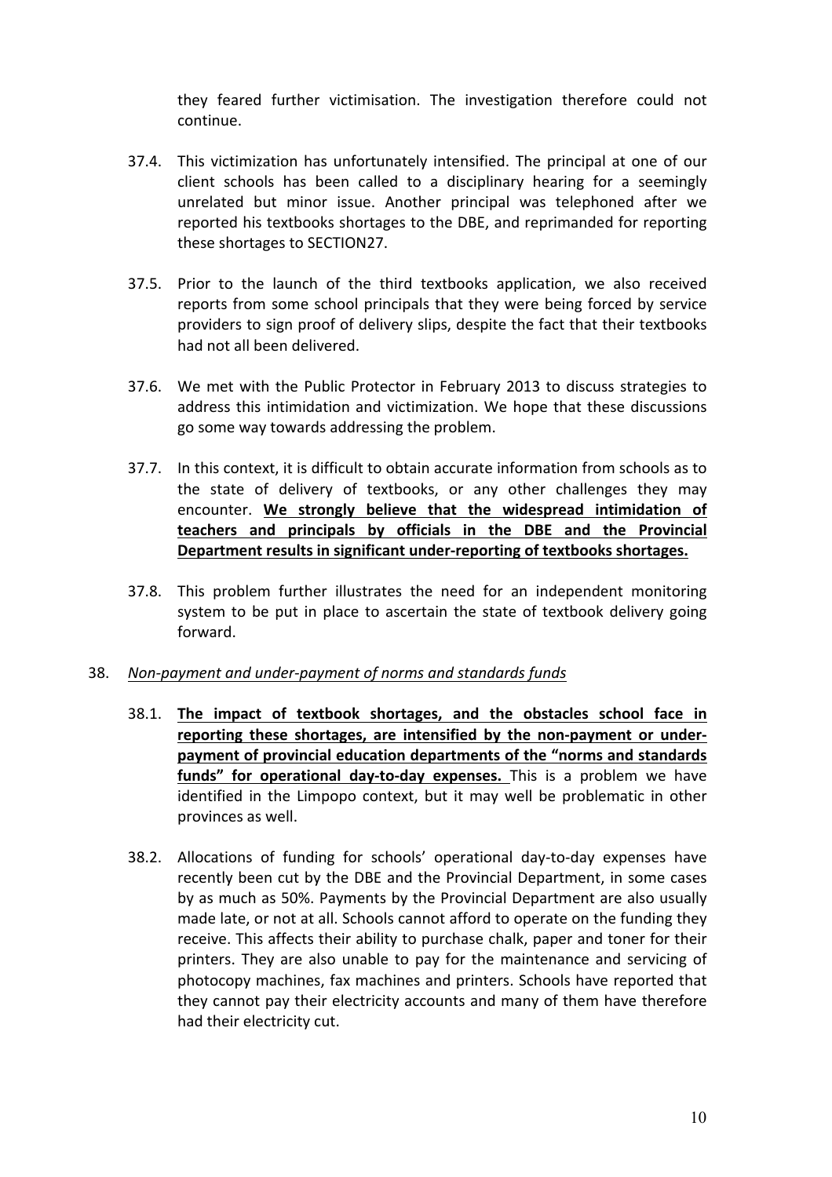they feared further victimisation. The investigation therefore could not continue.

37.4. This victimization has unfortunately intensified. The principal at one of our client schools has been called to a disciplinary hearing for a seemingly unrelated but minor issue. Another principal was telephoned after we reported his textbooks shortages to the DBE, and reprimanded for reporting these shortages to SECTION27.

37.5. Prior to the launch of the third textbooks application, we also received reports from some school principals that they were being forced by service providers to sign proof of delivery slips, despite the fact that their textbooks had not all been delivered.

37.6. We met with the Public Protector in February 2013 to discuss strategies to address this intimidation and victimization. We hope that these discussions go some way towards addressing the problem.

37.7. In this context, it is difficult to obtain accurate information from schools as to the state of delivery of textbooks, or any other challenges they may encounter. **We strongly believe that the widespread intimidation of teachers and principals by officials in the DBE and the Provincial Department results in significant under-reporting of textbooks shortages.**

37.8. This problem further illustrates the need for an independent monitoring system to be put in place to ascertain the state of textbook delivery going forward.

38. *Non-payment and under-payment of norms and standards funds*

38.1. **The impact of textbook shortages, and the obstacles school face in reporting these shortages, are intensified by the non-payment or under-payment of provincial education departments of the "norms and standards funds" for operational day-to-day expenses.** This is a problem we have identified in the Limpopo context, but it may well be problematic in other provinces as well.

38.2. Allocations of funding for schools' operational day-to-day expenses have recently been cut by the DBE and the Provincial Department, in some cases by as much as 50%. Payments by the Provincial Department are also usually made late, or not at all. Schools cannot afford to operate on the funding they receive. This affects their ability to purchase chalk, paper and toner for their printers. They are also unable to pay for the maintenance and servicing of photocopy machines, fax machines and printers. Schools have reported that they cannot pay their electricity accounts and many of them have therefore had their electricity cut.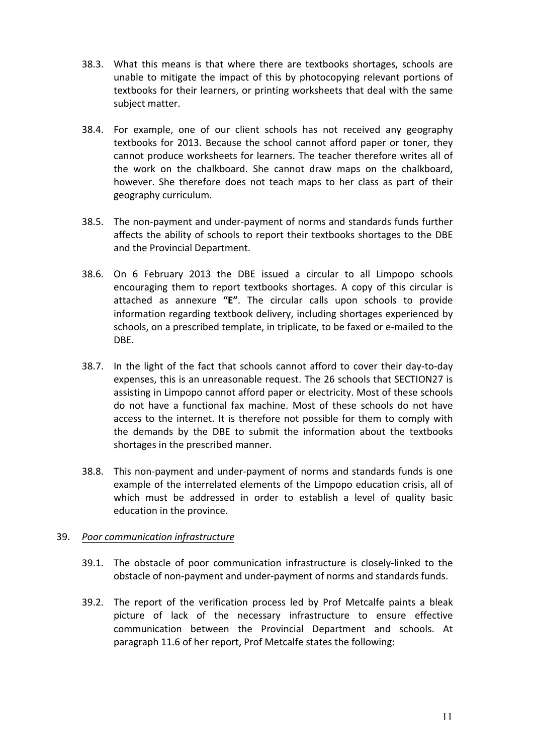38.3. What this means is that where there are textbooks shortages, schools are unable to mitigate the impact of this by photocopying relevant portions of textbooks for their learners, or printing worksheets that deal with the same subject matter.

38.4. For example, one of our client schools has not received any geography textbooks for 2013. Because the school cannot afford paper or toner, they cannot produce worksheets for learners. The teacher therefore writes all of the work on the chalkboard. She cannot draw maps on the chalkboard, however. She therefore does not teach maps to her class as part of their geography curriculum.

38.5. The non-payment and under-payment of norms and standards funds further affects the ability of schools to report their textbooks shortages to the DBE and the Provincial Department.

38.6. On 6 February 2013 the DBE issued a circular to all Limpopo schools encouraging them to report textbooks shortages. A copy of this circular is attached as annexure **"E"**. The circular calls upon schools to provide information regarding textbook delivery, including shortages experienced by schools, on a prescribed template, in triplicate, to be faxed or e-mailed to the DBE.

38.7. In the light of the fact that schools cannot afford to cover their day-to-day expenses, this is an unreasonable request. The 26 schools that SECTION27 is assisting in Limpopo cannot afford paper or electricity. Most of these schools do not have a functional fax machine. Most of these schools do not have access to the internet. It is therefore not possible for them to comply with the demands by the DBE to submit the information about the textbooks shortages in the prescribed manner.

38.8. This non-payment and under-payment of norms and standards funds is one example of the interrelated elements of the Limpopo education crisis, all of which must be addressed in order to establish a level of quality basic education in the province.

39. *Poor communication infrastructure*

39.1. The obstacle of poor communication infrastructure is closely-linked to the obstacle of non-payment and under-payment of norms and standards funds.

39.2. The report of the verification process led by Prof Metcalfe paints a bleak picture of lack of the necessary infrastructure to ensure effective communication between the Provincial Department and schools. At paragraph 11.6 of her report, Prof Metcalfe states the following: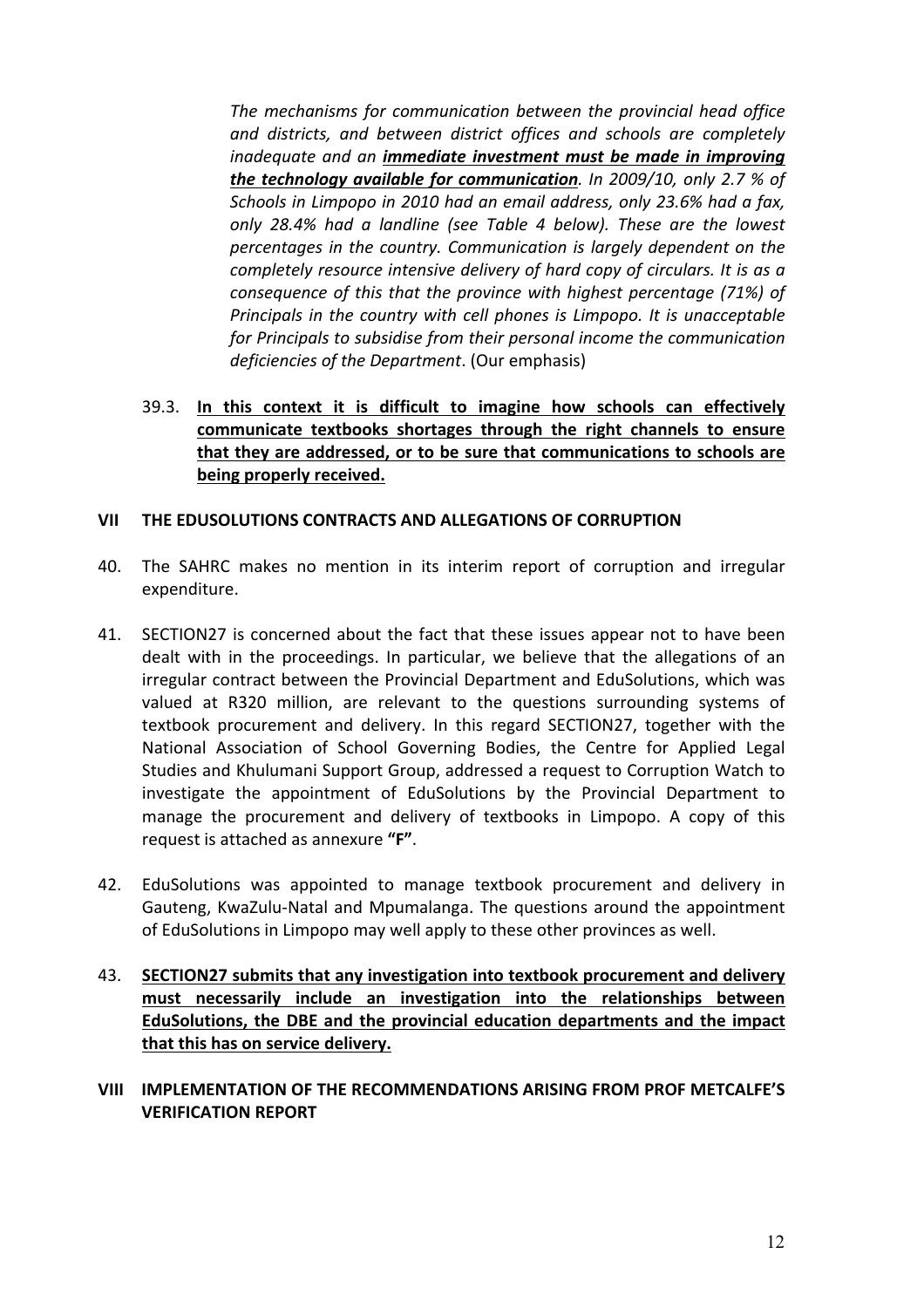> *The mechanisms for communication between the provincial head office and districts, and between district offices and schools are completely inadequate and an* ***immediate investment must be made in improving the technology available for communication****. In 2009/10, only 2.7 % of Schools in Limpopo in 2010 had an email address, only 23.6% had a fax, only 28.4% had a landline (see Table 4 below). These are the lowest percentages in the country. Communication is largely dependent on the completely resource intensive delivery of hard copy of circulars. It is as a consequence of this that the province with highest percentage (71%) of Principals in the country with cell phones is Limpopo. It is unacceptable for Principals to subsidise from their personal income the communication deficiencies of the Department*. (Our emphasis)

39.3. **In this context it is difficult to imagine how schools can effectively communicate textbooks shortages through the right channels to ensure that they are addressed, or to be sure that communications to schools are being properly received.**

## VII THE EDUSOLUTIONS CONTRACTS AND ALLEGATIONS OF CORRUPTION

40. The SAHRC makes no mention in its interim report of corruption and irregular expenditure.

41. SECTION27 is concerned about the fact that these issues appear not to have been dealt with in the proceedings. In particular, we believe that the allegations of an irregular contract between the Provincial Department and EduSolutions, which was valued at R320 million, are relevant to the questions surrounding systems of textbook procurement and delivery. In this regard SECTION27, together with the National Association of School Governing Bodies, the Centre for Applied Legal Studies and Khulumani Support Group, addressed a request to Corruption Watch to investigate the appointment of EduSolutions by the Provincial Department to manage the procurement and delivery of textbooks in Limpopo. A copy of this request is attached as annexure **"F"**.

42. EduSolutions was appointed to manage textbook procurement and delivery in Gauteng, KwaZulu-Natal and Mpumalanga. The questions around the appointment of EduSolutions in Limpopo may well apply to these other provinces as well.

43. **SECTION27 submits that any investigation into textbook procurement and delivery must necessarily include an investigation into the relationships between EduSolutions, the DBE and the provincial education departments and the impact that this has on service delivery.**

## VIII IMPLEMENTATION OF THE RECOMMENDATIONS ARISING FROM PROF METCALFE'S VERIFICATION REPORT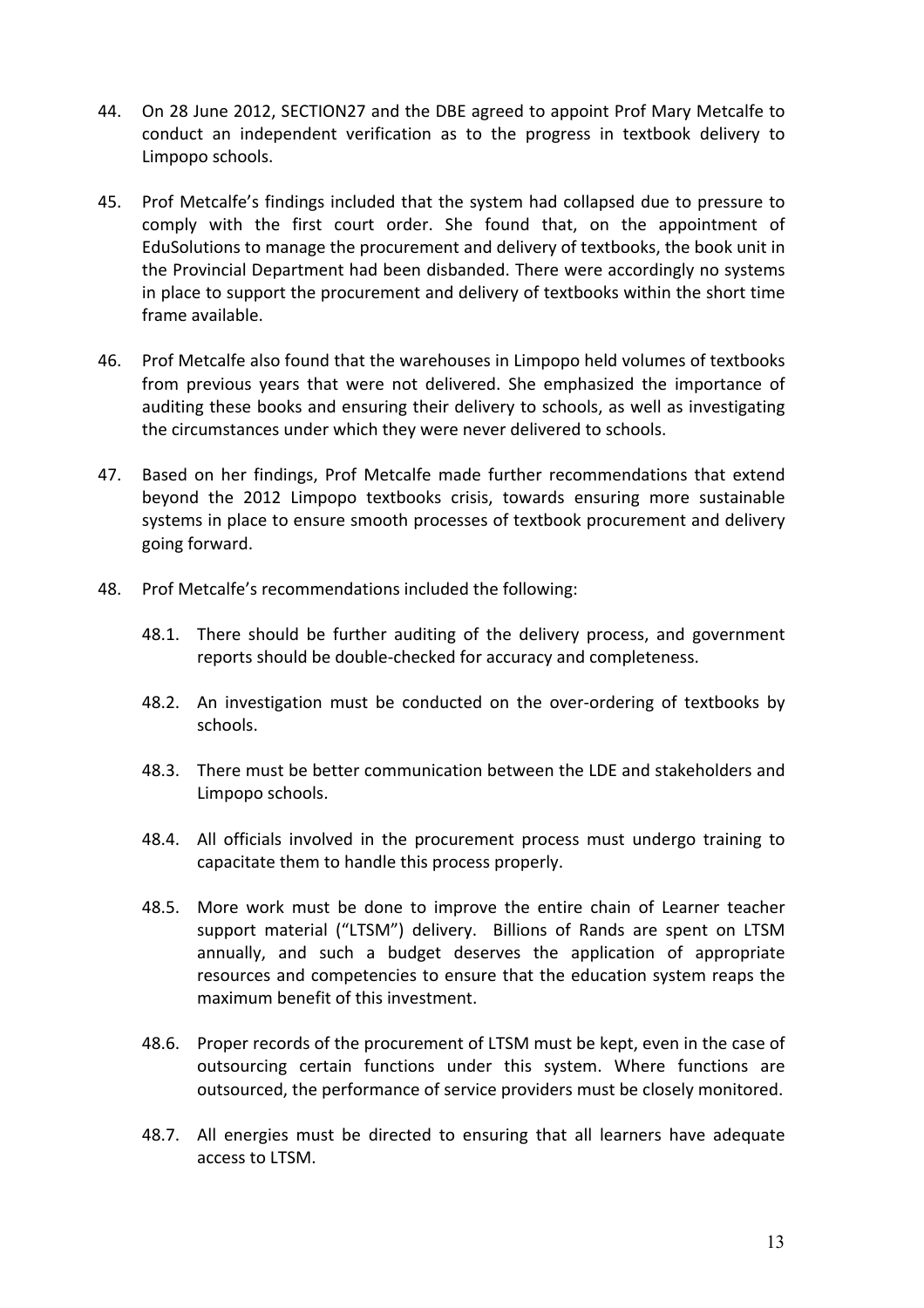44. On 28 June 2012, SECTION27 and the DBE agreed to appoint Prof Mary Metcalfe to conduct an independent verification as to the progress in textbook delivery to Limpopo schools.

45. Prof Metcalfe's findings included that the system had collapsed due to pressure to comply with the first court order. She found that, on the appointment of EduSolutions to manage the procurement and delivery of textbooks, the book unit in the Provincial Department had been disbanded. There were accordingly no systems in place to support the procurement and delivery of textbooks within the short time frame available.

46. Prof Metcalfe also found that the warehouses in Limpopo held volumes of textbooks from previous years that were not delivered. She emphasized the importance of auditing these books and ensuring their delivery to schools, as well as investigating the circumstances under which they were never delivered to schools.

47. Based on her findings, Prof Metcalfe made further recommendations that extend beyond the 2012 Limpopo textbooks crisis, towards ensuring more sustainable systems in place to ensure smooth processes of textbook procurement and delivery going forward.

48. Prof Metcalfe's recommendations included the following:

    48.1. There should be further auditing of the delivery process, and government reports should be double-checked for accuracy and completeness.

    48.2. An investigation must be conducted on the over-ordering of textbooks by schools.

    48.3. There must be better communication between the LDE and stakeholders and Limpopo schools.

    48.4. All officials involved in the procurement process must undergo training to capacitate them to handle this process properly.

    48.5. More work must be done to improve the entire chain of Learner teacher support material ("LTSM") delivery. Billions of Rands are spent on LTSM annually, and such a budget deserves the application of appropriate resources and competencies to ensure that the education system reaps the maximum benefit of this investment.

    48.6. Proper records of the procurement of LTSM must be kept, even in the case of outsourcing certain functions under this system. Where functions are outsourced, the performance of service providers must be closely monitored.

    48.7. All energies must be directed to ensuring that all learners have adequate access to LTSM.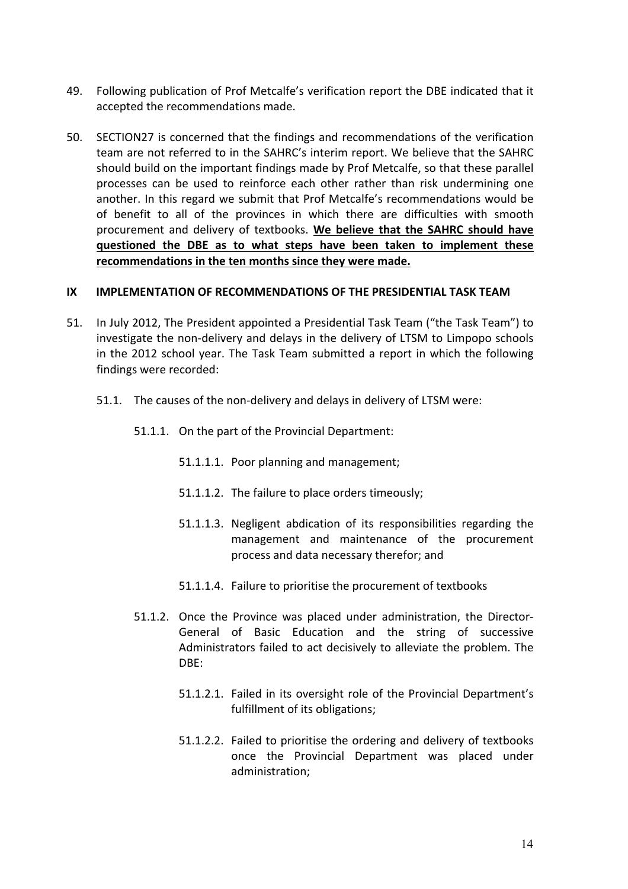49. Following publication of Prof Metcalfe's verification report the DBE indicated that it accepted the recommendations made.

50. SECTION27 is concerned that the findings and recommendations of the verification team are not referred to in the SAHRC's interim report. We believe that the SAHRC should build on the important findings made by Prof Metcalfe, so that these parallel processes can be used to reinforce each other rather than risk undermining one another. In this regard we submit that Prof Metcalfe's recommendations would be of benefit to all of the provinces in which there are difficulties with smooth procurement and delivery of textbooks. **We believe that the SAHRC should have questioned the DBE as to what steps have been taken to implement these recommendations in the ten months since they were made.**

## IX IMPLEMENTATION OF RECOMMENDATIONS OF THE PRESIDENTIAL TASK TEAM

51. In July 2012, The President appointed a Presidential Task Team ("the Task Team") to investigate the non-delivery and delays in the delivery of LTSM to Limpopo schools in the 2012 school year. The Task Team submitted a report in which the following findings were recorded:

    51.1. The causes of the non-delivery and delays in delivery of LTSM were:

    51.1.1. On the part of the Provincial Department:

    51.1.1.1. Poor planning and management;

    51.1.1.2. The failure to place orders timeously;

    51.1.1.3. Negligent abdication of its responsibilities regarding the management and maintenance of the procurement process and data necessary therefor; and

    51.1.1.4. Failure to prioritise the procurement of textbooks

    51.1.2. Once the Province was placed under administration, the Director-General of Basic Education and the string of successive Administrators failed to act decisively to alleviate the problem. The DBE:

    51.1.2.1. Failed in its oversight role of the Provincial Department's fulfillment of its obligations;

    51.1.2.2. Failed to prioritise the ordering and delivery of textbooks once the Provincial Department was placed under administration;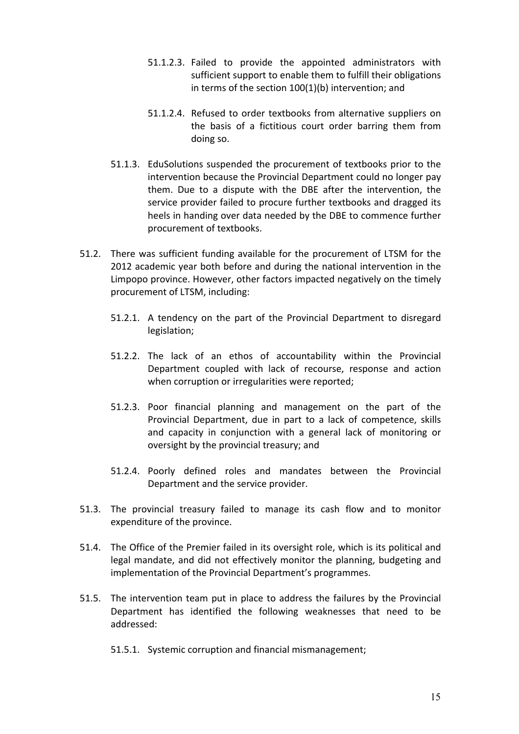51.1.2.3. Failed to provide the appointed administrators with sufficient support to enable them to fulfill their obligations in terms of the section 100(1)(b) intervention; and

51.1.2.4. Refused to order textbooks from alternative suppliers on the basis of a fictitious court order barring them from doing so.

51.1.3. EduSolutions suspended the procurement of textbooks prior to the intervention because the Provincial Department could no longer pay them. Due to a dispute with the DBE after the intervention, the service provider failed to procure further textbooks and dragged its heels in handing over data needed by the DBE to commence further procurement of textbooks.

51.2. There was sufficient funding available for the procurement of LTSM for the 2012 academic year both before and during the national intervention in the Limpopo province. However, other factors impacted negatively on the timely procurement of LTSM, including:

51.2.1. A tendency on the part of the Provincial Department to disregard legislation;

51.2.2. The lack of an ethos of accountability within the Provincial Department coupled with lack of recourse, response and action when corruption or irregularities were reported;

51.2.3. Poor financial planning and management on the part of the Provincial Department, due in part to a lack of competence, skills and capacity in conjunction with a general lack of monitoring or oversight by the provincial treasury; and

51.2.4. Poorly defined roles and mandates between the Provincial Department and the service provider.

51.3. The provincial treasury failed to manage its cash flow and to monitor expenditure of the province.

51.4. The Office of the Premier failed in its oversight role, which is its political and legal mandate, and did not effectively monitor the planning, budgeting and implementation of the Provincial Department's programmes.

51.5. The intervention team put in place to address the failures by the Provincial Department has identified the following weaknesses that need to be addressed:

51.5.1. Systemic corruption and financial mismanagement;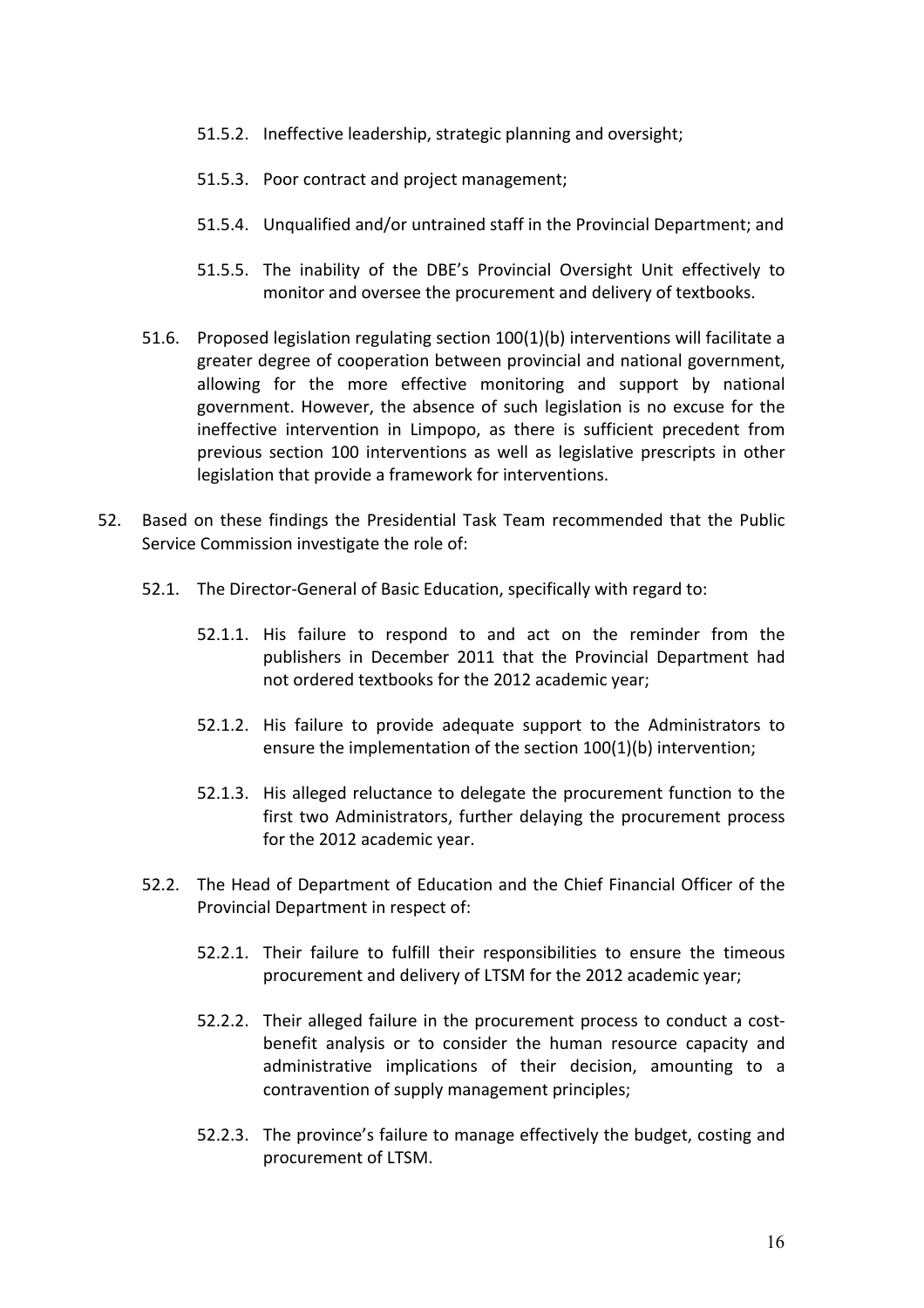51.5.2. Ineffective leadership, strategic planning and oversight;

51.5.3. Poor contract and project management;

51.5.4. Unqualified and/or untrained staff in the Provincial Department; and

51.5.5. The inability of the DBE's Provincial Oversight Unit effectively to monitor and oversee the procurement and delivery of textbooks.

51.6. Proposed legislation regulating section 100(1)(b) interventions will facilitate a greater degree of cooperation between provincial and national government, allowing for the more effective monitoring and support by national government. However, the absence of such legislation is no excuse for the ineffective intervention in Limpopo, as there is sufficient precedent from previous section 100 interventions as well as legislative prescripts in other legislation that provide a framework for interventions.

52. Based on these findings the Presidential Task Team recommended that the Public Service Commission investigate the role of:

52.1. The Director-General of Basic Education, specifically with regard to:

52.1.1. His failure to respond to and act on the reminder from the publishers in December 2011 that the Provincial Department had not ordered textbooks for the 2012 academic year;

52.1.2. His failure to provide adequate support to the Administrators to ensure the implementation of the section 100(1)(b) intervention;

52.1.3. His alleged reluctance to delegate the procurement function to the first two Administrators, further delaying the procurement process for the 2012 academic year.

52.2. The Head of Department of Education and the Chief Financial Officer of the Provincial Department in respect of:

52.2.1. Their failure to fulfill their responsibilities to ensure the timeous procurement and delivery of LTSM for the 2012 academic year;

52.2.2. Their alleged failure in the procurement process to conduct a cost-benefit analysis or to consider the human resource capacity and administrative implications of their decision, amounting to a contravention of supply management principles;

52.2.3. The province's failure to manage effectively the budget, costing and procurement of LTSM.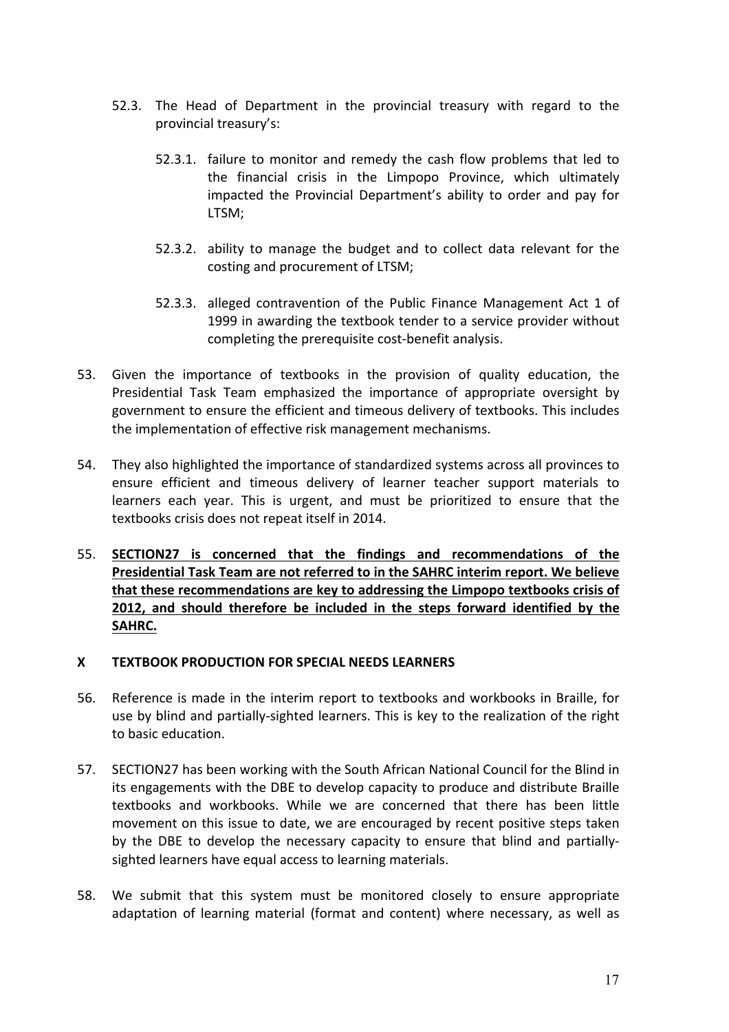52.3. The Head of Department in the provincial treasury with regard to the provincial treasury's:

52.3.1. failure to monitor and remedy the cash flow problems that led to the financial crisis in the Limpopo Province, which ultimately impacted the Provincial Department's ability to order and pay for LTSM;

52.3.2. ability to manage the budget and to collect data relevant for the costing and procurement of LTSM;

52.3.3. alleged contravention of the Public Finance Management Act 1 of 1999 in awarding the textbook tender to a service provider without completing the prerequisite cost-benefit analysis.

53. Given the importance of textbooks in the provision of quality education, the Presidential Task Team emphasized the importance of appropriate oversight by government to ensure the efficient and timeous delivery of textbooks. This includes the implementation of effective risk management mechanisms.

54. They also highlighted the importance of standardized systems across all provinces to ensure efficient and timeous delivery of learner teacher support materials to learners each year. This is urgent, and must be prioritized to ensure that the textbooks crisis does not repeat itself in 2014.

55. **<u>SECTION27 is concerned that the findings and recommendations of the Presidential Task Team are not referred to in the SAHRC interim report. We believe that these recommendations are key to addressing the Limpopo textbooks crisis of 2012, and should therefore be included in the steps forward identified by the SAHRC.</u>**

## X TEXTBOOK PRODUCTION FOR SPECIAL NEEDS LEARNERS

56. Reference is made in the interim report to textbooks and workbooks in Braille, for use by blind and partially-sighted learners. This is key to the realization of the right to basic education.

57. SECTION27 has been working with the South African National Council for the Blind in its engagements with the DBE to develop capacity to produce and distribute Braille textbooks and workbooks. While we are concerned that there has been little movement on this issue to date, we are encouraged by recent positive steps taken by the DBE to develop the necessary capacity to ensure that blind and partially-sighted learners have equal access to learning materials.

58. We submit that this system must be monitored closely to ensure appropriate adaptation of learning material (format and content) where necessary, as well as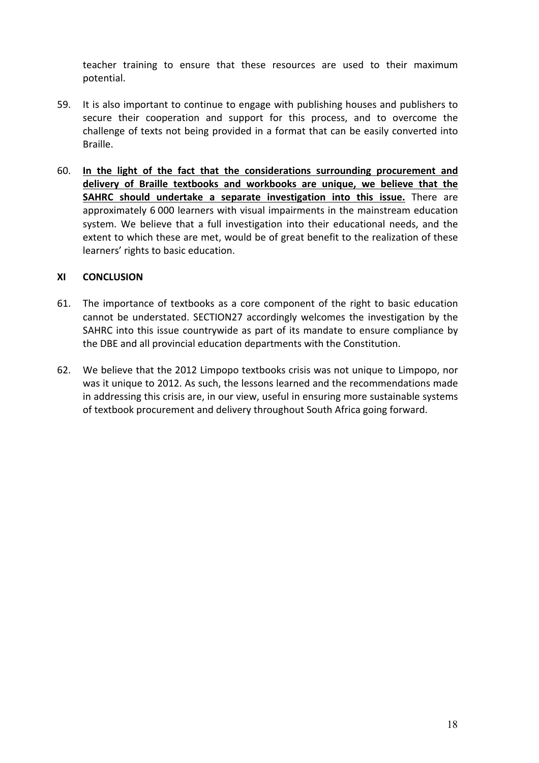teacher training to ensure that these resources are used to their maximum potential.

59. It is also important to continue to engage with publishing houses and publishers to secure their cooperation and support for this process, and to overcome the challenge of texts not being provided in a format that can be easily converted into Braille.

60. **<u>In the light of the fact that the considerations surrounding procurement and delivery of Braille textbooks and workbooks are unique, we believe that the SAHRC should undertake a separate investigation into this issue.</u>** There are approximately 6 000 learners with visual impairments in the mainstream education system. We believe that a full investigation into their educational needs, and the extent to which these are met, would be of great benefit to the realization of these learners' rights to basic education.

## XI CONCLUSION

61. The importance of textbooks as a core component of the right to basic education cannot be understated. SECTION27 accordingly welcomes the investigation by the SAHRC into this issue countrywide as part of its mandate to ensure compliance by the DBE and all provincial education departments with the Constitution.

62. We believe that the 2012 Limpopo textbooks crisis was not unique to Limpopo, nor was it unique to 2012. As such, the lessons learned and the recommendations made in addressing this crisis are, in our view, useful in ensuring more sustainable systems of textbook procurement and delivery throughout South Africa going forward.